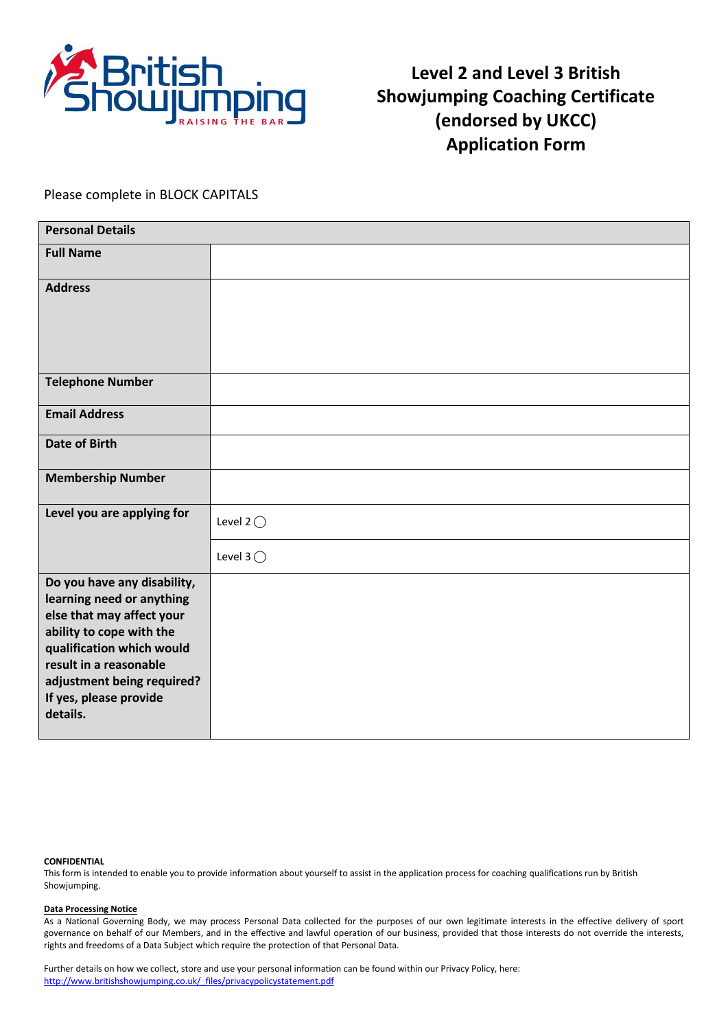# Level 2 and Level 3 British Showjumping Coaching Certificate (endorsed by UKCC) Application Form

Please complete in BLOCK CAPITALS

| **Personal Details** | |
|---|---|
| **Full Name** | |
| **Address** | |
| **Telephone Number** | |
| **Email Address** | |
| **Date of Birth** | |
| **Membership Number** | |
| **Level you are applying for** | Level 2 ◯ |
| | Level 3 ◯ |
| **Do you have any disability, learning need or anything else that may affect your ability to cope with the qualification which would result in a reasonable adjustment being required? If yes, please provide details.** | |

**CONFIDENTIAL**

This form is intended to enable you to provide information about yourself to assist in the application process for coaching qualifications run by British Showjumping.

**Data Processing Notice**

As a National Governing Body, we may process Personal Data collected for the purposes of our own legitimate interests in the effective delivery of sport governance on behalf of our Members, and in the effective and lawful operation of our business, provided that those interests do not override the interests, rights and freedoms of a Data Subject which require the protection of that Personal Data.

Further details on how we collect, store and use your personal information can be found within our Privacy Policy, here:
http://www.britishshowjumping.co.uk/_files/privacypolicystatement.pdf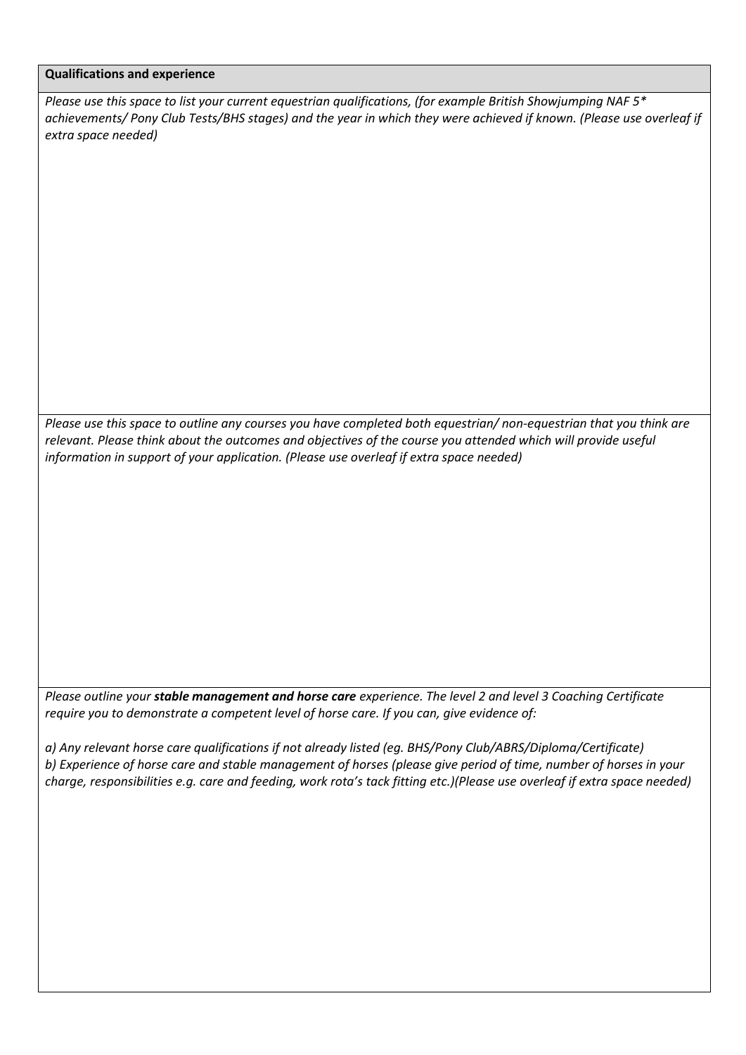**Qualifications and experience**

*Please use this space to list your current equestrian qualifications, (for example British Showjumping NAF 5* achievements/ Pony Club Tests/BHS stages) and the year in which they were achieved if known. (Please use overleaf if extra space needed)*

*Please use this space to outline any courses you have completed both equestrian/ non-equestrian that you think are relevant. Please think about the outcomes and objectives of the course you attended which will provide useful information in support of your application. (Please use overleaf if extra space needed)*

*Please outline your **stable management and horse care** experience. The level 2 and level 3 Coaching Certificate require you to demonstrate a competent level of horse care. If you can, give evidence of:*

*a) Any relevant horse care qualifications if not already listed (eg. BHS/Pony Club/ABRS/Diploma/Certificate)*
*b) Experience of horse care and stable management of horses (please give period of time, number of horses in your charge, responsibilities e.g. care and feeding, work rota's tack fitting etc.)(Please use overleaf if extra space needed)*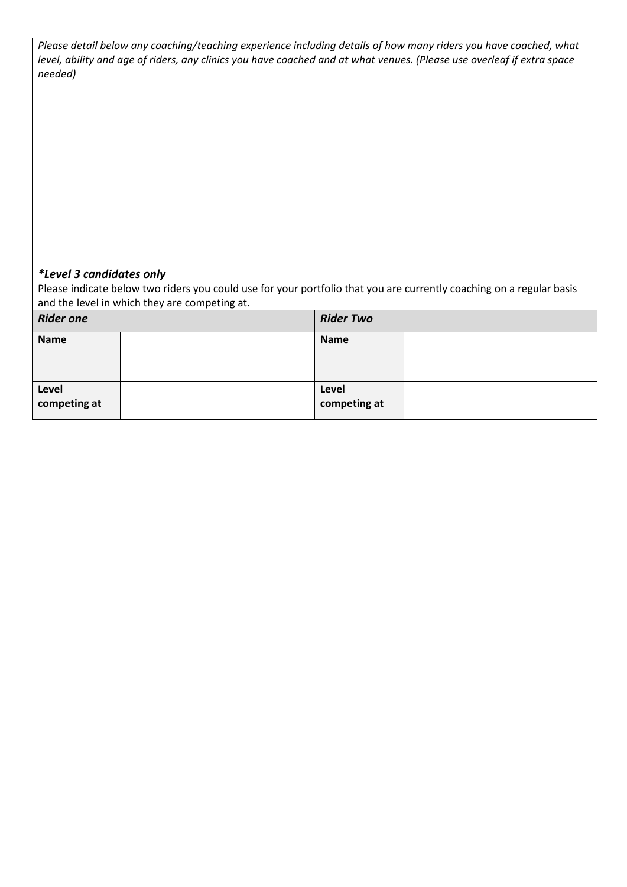*Please detail below any coaching/teaching experience including details of how many riders you have coached, what level, ability and age of riders, any clinics you have coached and at what venues. (Please use overleaf if extra space needed)*

***Level 3 candidates only***

Please indicate below two riders you could use for your portfolio that you are currently coaching on a regular basis and the level in which they are competing at.

| *Rider one* | | *Rider Two* | |
|---|---|---|---|
| **Name** | | **Name** | |
| **Level competing at** | | **Level competing at** | |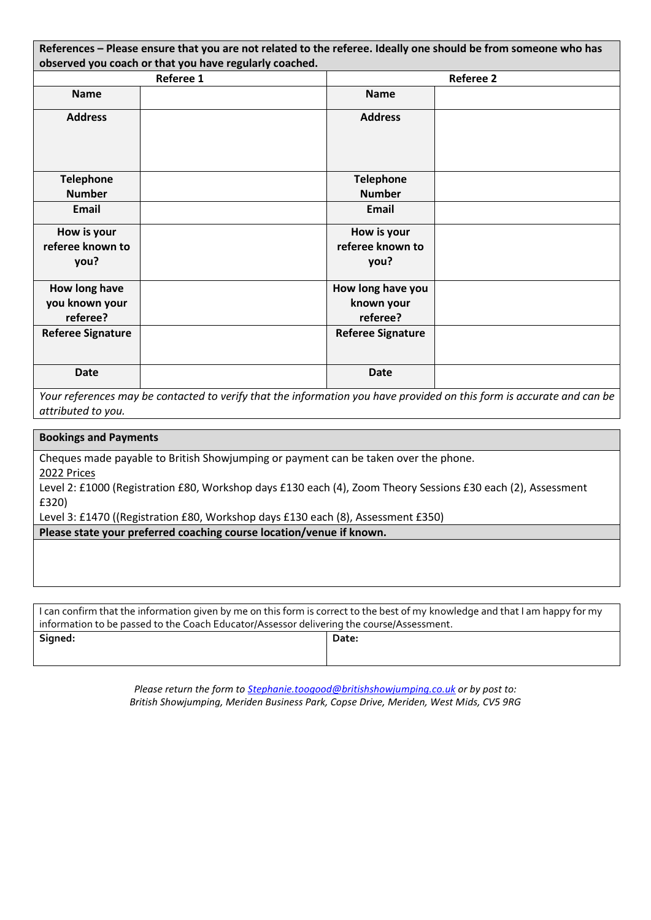**References – Please ensure that you are not related to the referee. Ideally one should be from someone who has observed you coach or that you have regularly coached.**

| Referee 1 | | Referee 2 | |
|---|---|---|---|
| **Name** | | **Name** | |
| **Address** | | **Address** | |
| **Telephone Number** | | **Telephone Number** | |
| **Email** | | **Email** | |
| **How is your referee known to you?** | | **How is your referee known to you?** | |
| **How long have you known your referee?** | | **How long have you known your referee?** | |
| **Referee Signature** | | **Referee Signature** | |
| **Date** | | **Date** | |

*Your references may be contacted to verify that the information you have provided on this form is accurate and can be attributed to you.*

**Bookings and Payments**

Cheques made payable to British Showjumping or payment can be taken over the phone.

2022 Prices

Level 2: £1000 (Registration £80, Workshop days £130 each (4), Zoom Theory Sessions £30 each (2), Assessment £320)

Level 3: £1470 ((Registration £80, Workshop days £130 each (8), Assessment £350)

**Please state your preferred coaching course location/venue if known.**

I can confirm that the information given by me on this form is correct to the best of my knowledge and that I am happy for my information to be passed to the Coach Educator/Assessor delivering the course/Assessment.

| | |
|---|---|
| **Signed:** | **Date:** |

*Please return the form to Stephanie.toogood@britishshowjumping.co.uk or by post to:*
*British Showjumping, Meriden Business Park, Copse Drive, Meriden, West Mids, CV5 9RG*